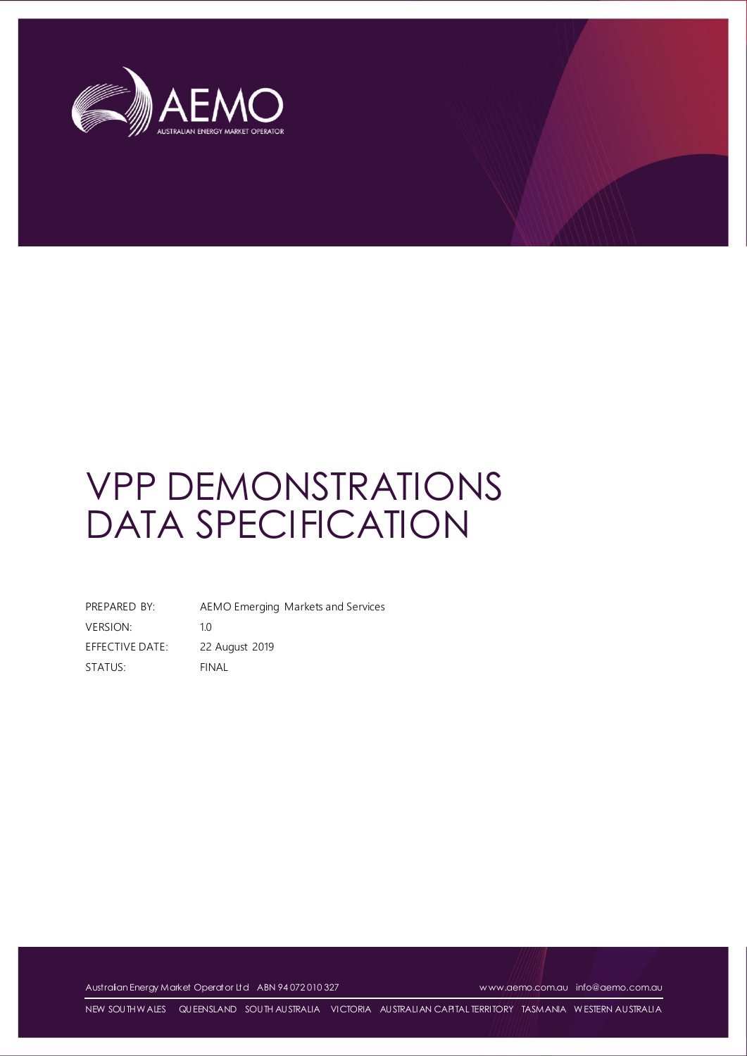# VPP DEMONSTRATIONS DATA SPECIFICATION

| | |
|---|---|
| PREPARED BY: | AEMO Emerging Markets and Services |
| VERSION: | 1.0 |
| EFFECTIVE DATE: | 22 August 2019 |
| STATUS: | FINAL |

Australian Energy Market Operator Ltd ABN 94 072 010 327 www.aemo.com.au info@aemo.com.au

NEW SOUTH WALES QUEENSLAND SOUTH AUSTRALIA VICTORIA AUSTRALIAN CAPITAL TERRITORY TASMANIA WESTERN AUSTRALIA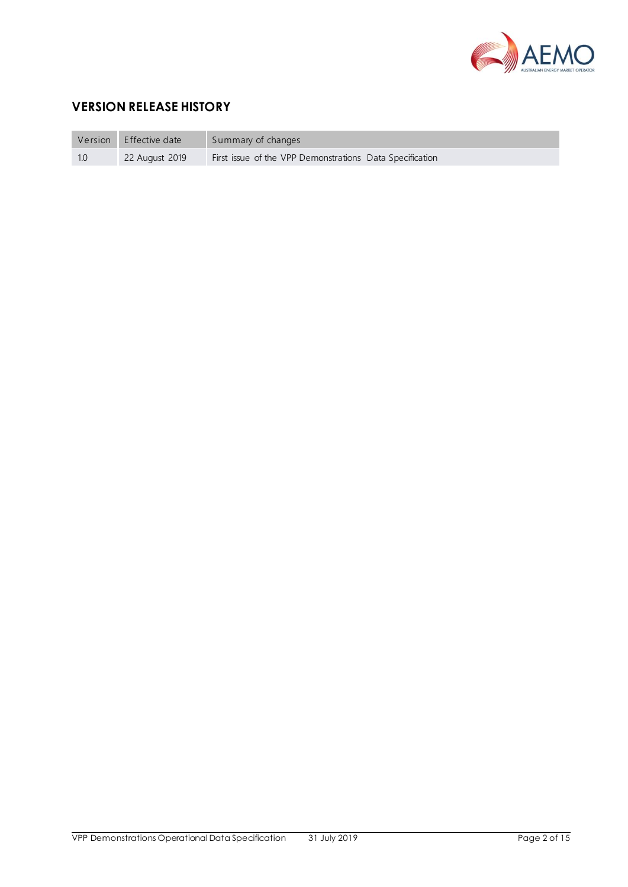## VERSION RELEASE HISTORY

| Version | Effective date | Summary of changes |
| --- | --- | --- |
| 1.0 | 22 August 2019 | First issue of the VPP Demonstrations Data Specification |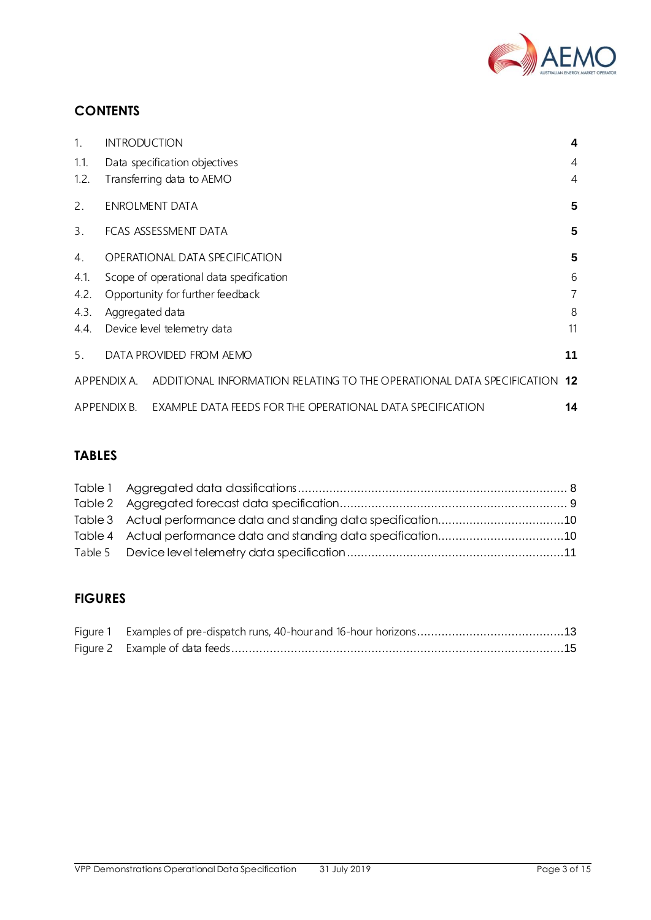## CONTENTS

| | | |
|---|---|---|
| 1. | INTRODUCTION | **4** |
| 1.1. | Data specification objectives | 4 |
| 1.2. | Transferring data to AEMO | 4 |
| 2. | ENROLMENT DATA | **5** |
| 3. | FCAS ASSESSMENT DATA | **5** |
| 4. | OPERATIONAL DATA SPECIFICATION | **5** |
| 4.1. | Scope of operational data specification | 6 |
| 4.2. | Opportunity for further feedback | 7 |
| 4.3. | Aggregated data | 8 |
| 4.4. | Device level telemetry data | 11 |
| 5. | DATA PROVIDED FROM AEMO | **11** |
| APPENDIX A. | ADDITIONAL INFORMATION RELATING TO THE OPERATIONAL DATA SPECIFICATION | **12** |
| APPENDIX B. | EXAMPLE DATA FEEDS FOR THE OPERATIONAL DATA SPECIFICATION | **14** |

## TABLES

| | | |
|---|---|---|
| Table 1 | Aggregated data classifications | 8 |
| Table 2 | Aggregated forecast data specification | 9 |
| Table 3 | Actual performance data and standing data specification | 10 |
| Table 4 | Actual performance data and standing data specification | 10 |
| Table 5 | Device level telemetry data specification | 11 |

## FIGURES

| | | |
|---|---|---|
| Figure 1 | Examples of pre-dispatch runs, 40-hour and 16-hour horizons | 13 |
| Figure 2 | Example of data feeds | 15 |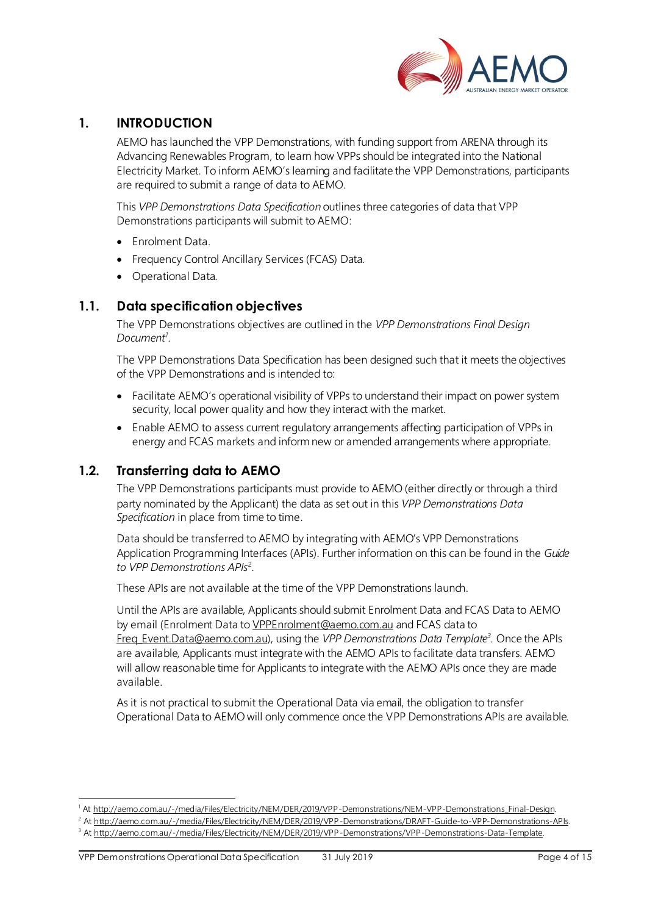# 1. INTRODUCTION

AEMO has launched the VPP Demonstrations, with funding support from ARENA through its Advancing Renewables Program, to learn how VPPs should be integrated into the National Electricity Market. To inform AEMO's learning and facilitate the VPP Demonstrations, participants are required to submit a range of data to AEMO.

This *VPP Demonstrations Data Specification* outlines three categories of data that VPP Demonstrations participants will submit to AEMO:

- Enrolment Data.
- Frequency Control Ancillary Services (FCAS) Data.
- Operational Data.

## 1.1. Data specification objectives

The VPP Demonstrations objectives are outlined in the *VPP Demonstrations Final Design Document*[1].

The VPP Demonstrations Data Specification has been designed such that it meets the objectives of the VPP Demonstrations and is intended to:

- Facilitate AEMO's operational visibility of VPPs to understand their impact on power system security, local power quality and how they interact with the market.
- Enable AEMO to assess current regulatory arrangements affecting participation of VPPs in energy and FCAS markets and inform new or amended arrangements where appropriate.

## 1.2. Transferring data to AEMO

The VPP Demonstrations participants must provide to AEMO (either directly or through a third party nominated by the Applicant) the data as set out in this *VPP Demonstrations Data Specification* in place from time to time.

Data should be transferred to AEMO by integrating with AEMO's VPP Demonstrations Application Programming Interfaces (APIs). Further information on this can be found in the *Guide to VPP Demonstrations APIs*[2].

These APIs are not available at the time of the VPP Demonstrations launch.

Until the APIs are available, Applicants should submit Enrolment Data and FCAS Data to AEMO by email (Enrolment Data to VPPEnrolment@aemo.com.au and FCAS data to Freq_Event.Data@aemo.com.au), using the *VPP Demonstrations Data Template*[3]. Once the APIs are available, Applicants must integrate with the AEMO APIs to facilitate data transfers. AEMO will allow reasonable time for Applicants to integrate with the AEMO APIs once they are made available.

As it is not practical to submit the Operational Data via email, the obligation to transfer Operational Data to AEMO will only commence once the VPP Demonstrations APIs are available.

---

[1] At http://aemo.com.au/-/media/Files/Electricity/NEM/DER/2019/VPP-Demonstrations/NEM-VPP-Demonstrations_Final-Design.

[2] At http://aemo.com.au/-/media/Files/Electricity/NEM/DER/2019/VPP-Demonstrations/DRAFT-Guide-to-VPP-Demonstrations-APIs.

[3] At http://aemo.com.au/-/media/Files/Electricity/NEM/DER/2019/VPP-Demonstrations/VPP-Demonstrations-Data-Template.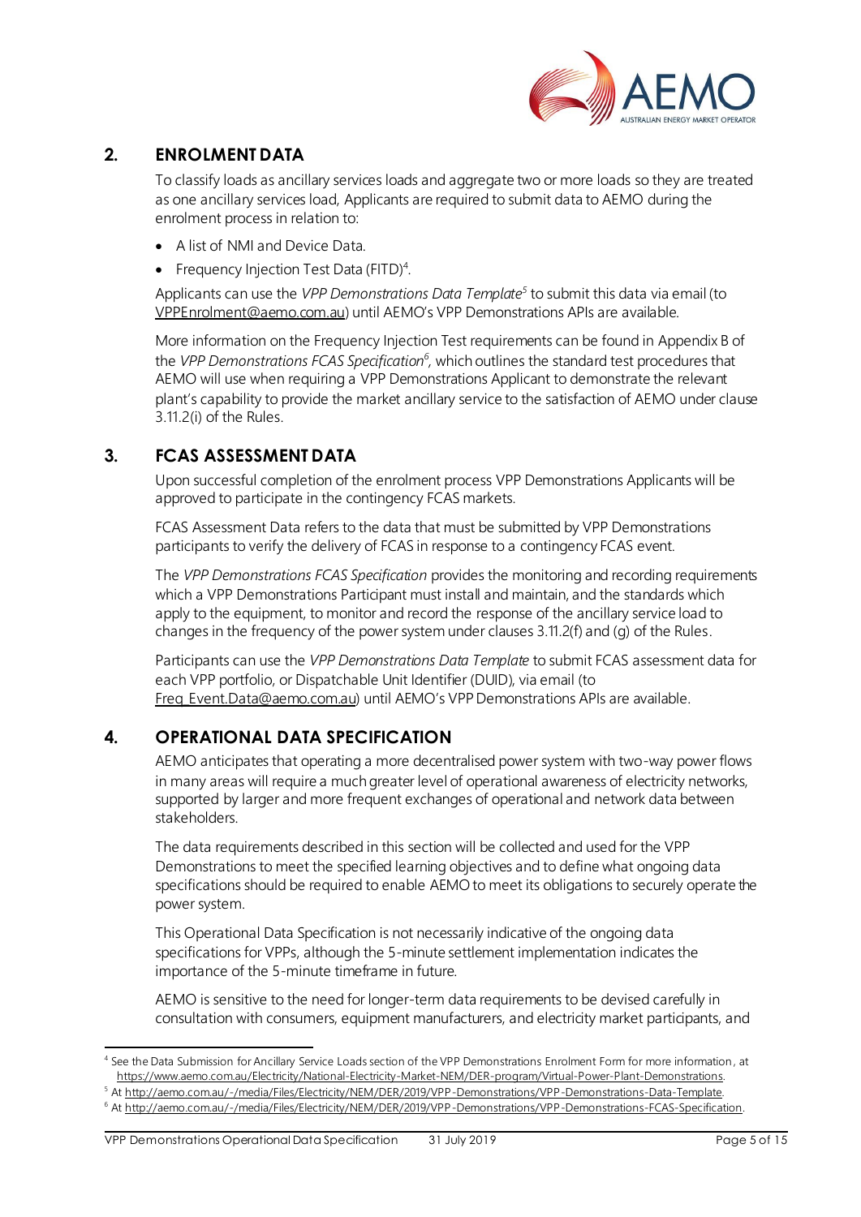## 2. ENROLMENT DATA

To classify loads as ancillary services loads and aggregate two or more loads so they are treated as one ancillary services load, Applicants are required to submit data to AEMO during the enrolment process in relation to:

- A list of NMI and Device Data.
- Frequency Injection Test Data (FITD)[4].

Applicants can use the *VPP Demonstrations Data Template*[5] to submit this data via email (to VPPEnrolment@aemo.com.au) until AEMO's VPP Demonstrations APIs are available.

More information on the Frequency Injection Test requirements can be found in Appendix B of the *VPP Demonstrations FCAS Specification*[6], which outlines the standard test procedures that AEMO will use when requiring a VPP Demonstrations Applicant to demonstrate the relevant plant's capability to provide the market ancillary service to the satisfaction of AEMO under clause 3.11.2(i) of the Rules.

## 3. FCAS ASSESSMENT DATA

Upon successful completion of the enrolment process VPP Demonstrations Applicants will be approved to participate in the contingency FCAS markets.

FCAS Assessment Data refers to the data that must be submitted by VPP Demonstrations participants to verify the delivery of FCAS in response to a contingency FCAS event.

The *VPP Demonstrations FCAS Specification* provides the monitoring and recording requirements which a VPP Demonstrations Participant must install and maintain, and the standards which apply to the equipment, to monitor and record the response of the ancillary service load to changes in the frequency of the power system under clauses 3.11.2(f) and (g) of the Rules.

Participants can use the *VPP Demonstrations Data Template* to submit FCAS assessment data for each VPP portfolio, or Dispatchable Unit Identifier (DUID), via email (to Freq_Event.Data@aemo.com.au) until AEMO's VPP Demonstrations APIs are available.

## 4. OPERATIONAL DATA SPECIFICATION

AEMO anticipates that operating a more decentralised power system with two-way power flows in many areas will require a much greater level of operational awareness of electricity networks, supported by larger and more frequent exchanges of operational and network data between stakeholders.

The data requirements described in this section will be collected and used for the VPP Demonstrations to meet the specified learning objectives and to define what ongoing data specifications should be required to enable AEMO to meet its obligations to securely operate the power system.

This Operational Data Specification is not necessarily indicative of the ongoing data specifications for VPPs, although the 5-minute settlement implementation indicates the importance of the 5-minute timeframe in future.

AEMO is sensitive to the need for longer-term data requirements to be devised carefully in consultation with consumers, equipment manufacturers, and electricity market participants, and

---

[4] See the Data Submission for Ancillary Service Loads section of the VPP Demonstrations Enrolment Form for more information, at https://www.aemo.com.au/Electricity/National-Electricity-Market-NEM/DER-program/Virtual-Power-Plant-Demonstrations.

[5] At http://aemo.com.au/-/media/Files/Electricity/NEM/DER/2019/VPP-Demonstrations/VPP-Demonstrations-Data-Template.

[6] At http://aemo.com.au/-/media/Files/Electricity/NEM/DER/2019/VPP-Demonstrations/VPP-Demonstrations-FCAS-Specification.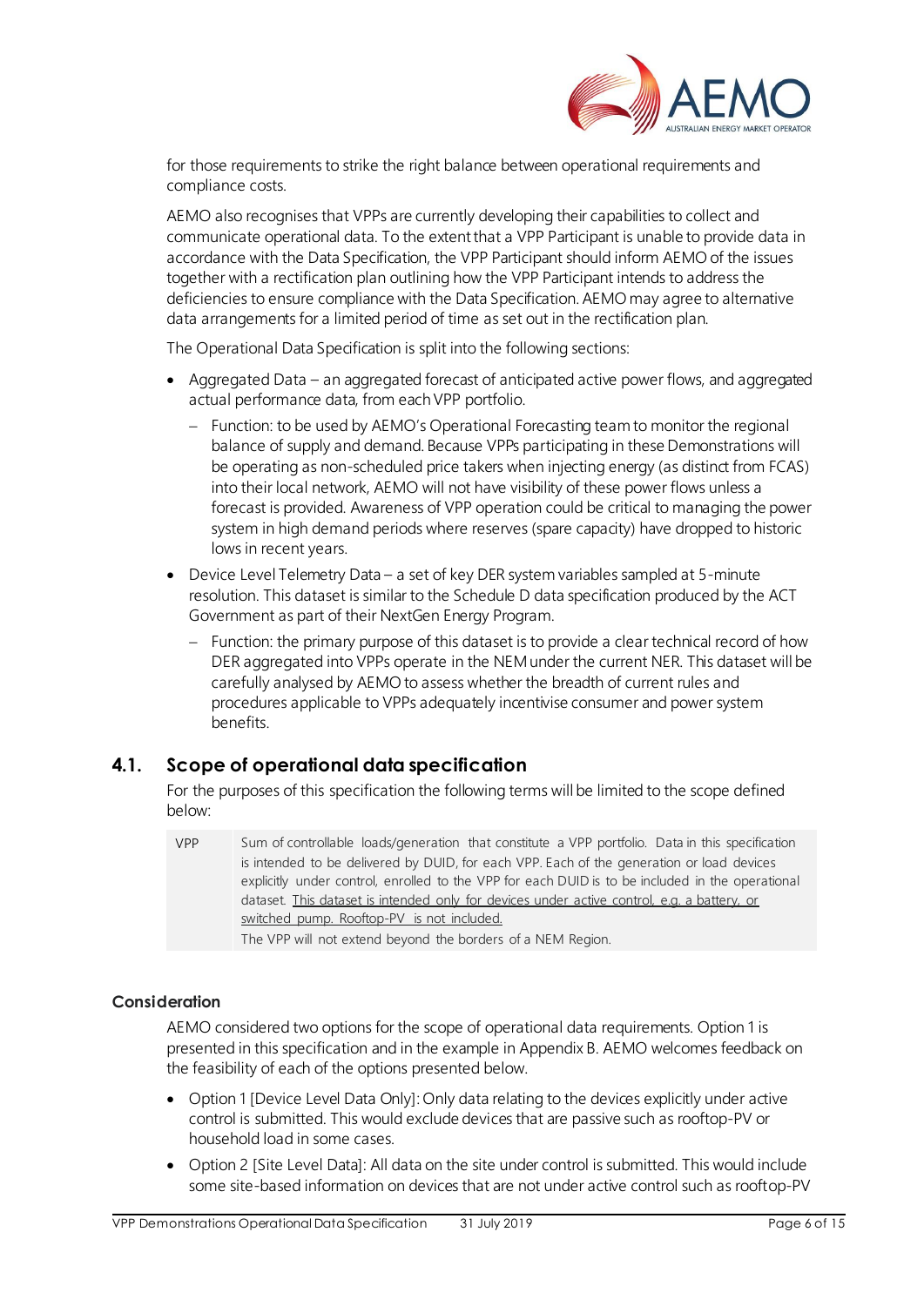for those requirements to strike the right balance between operational requirements and compliance costs.

AEMO also recognises that VPPs are currently developing their capabilities to collect and communicate operational data. To the extent that a VPP Participant is unable to provide data in accordance with the Data Specification, the VPP Participant should inform AEMO of the issues together with a rectification plan outlining how the VPP Participant intends to address the deficiencies to ensure compliance with the Data Specification. AEMO may agree to alternative data arrangements for a limited period of time as set out in the rectification plan.

The Operational Data Specification is split into the following sections:

- Aggregated Data – an aggregated forecast of anticipated active power flows, and aggregated actual performance data, from each VPP portfolio.
  - Function: to be used by AEMO's Operational Forecasting team to monitor the regional balance of supply and demand. Because VPPs participating in these Demonstrations will be operating as non-scheduled price takers when injecting energy (as distinct from FCAS) into their local network, AEMO will not have visibility of these power flows unless a forecast is provided. Awareness of VPP operation could be critical to managing the power system in high demand periods where reserves (spare capacity) have dropped to historic lows in recent years.
- Device Level Telemetry Data – a set of key DER system variables sampled at 5-minute resolution. This dataset is similar to the Schedule D data specification produced by the ACT Government as part of their NextGen Energy Program.
  - Function: the primary purpose of this dataset is to provide a clear technical record of how DER aggregated into VPPs operate in the NEM under the current NER. This dataset will be carefully analysed by AEMO to assess whether the breadth of current rules and procedures applicable to VPPs adequately incentivise consumer and power system benefits.

## 4.1. Scope of operational data specification

For the purposes of this specification the following terms will be limited to the scope defined below:

| | |
|---|---|
| VPP | Sum of controllable loads/generation that constitute a VPP portfolio. Data in this specification is intended to be delivered by DUID, for each VPP. Each of the generation or load devices explicitly under control, enrolled to the VPP for each DUID is to be included in the operational dataset. <u>This dataset is intended only for devices under active control, e.g. a battery, or switched pump. Rooftop-PV is not included.</u><br>The VPP will not extend beyond the borders of a NEM Region. |

### Consideration

AEMO considered two options for the scope of operational data requirements. Option 1 is presented in this specification and in the example in Appendix B. AEMO welcomes feedback on the feasibility of each of the options presented below.

- Option 1 [Device Level Data Only]: Only data relating to the devices explicitly under active control is submitted. This would exclude devices that are passive such as rooftop-PV or household load in some cases.
- Option 2 [Site Level Data]: All data on the site under control is submitted. This would include some site-based information on devices that are not under active control such as rooftop-PV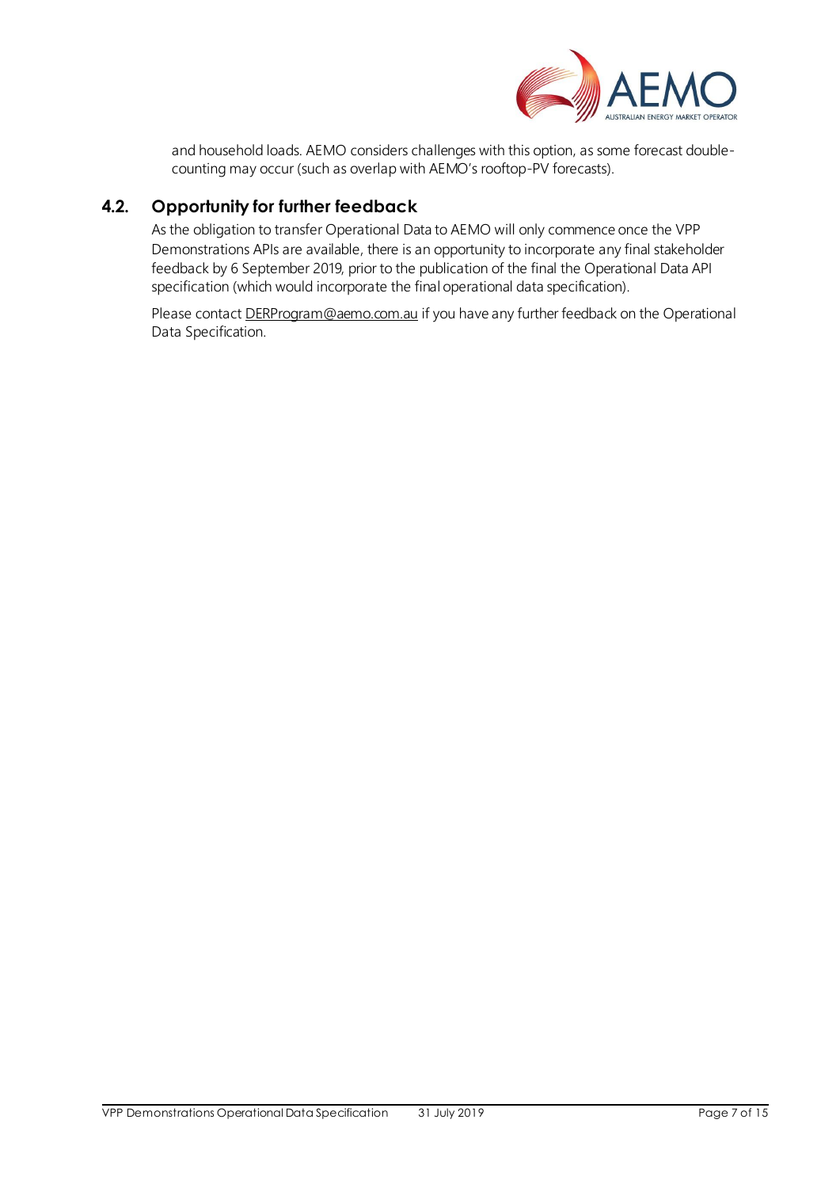and household loads. AEMO considers challenges with this option, as some forecast double-counting may occur (such as overlap with AEMO's rooftop-PV forecasts).

## 4.2. Opportunity for further feedback

As the obligation to transfer Operational Data to AEMO will only commence once the VPP Demonstrations APIs are available, there is an opportunity to incorporate any final stakeholder feedback by 6 September 2019, prior to the publication of the final the Operational Data API specification (which would incorporate the final operational data specification).

Please contact DERProgram@aemo.com.au if you have any further feedback on the Operational Data Specification.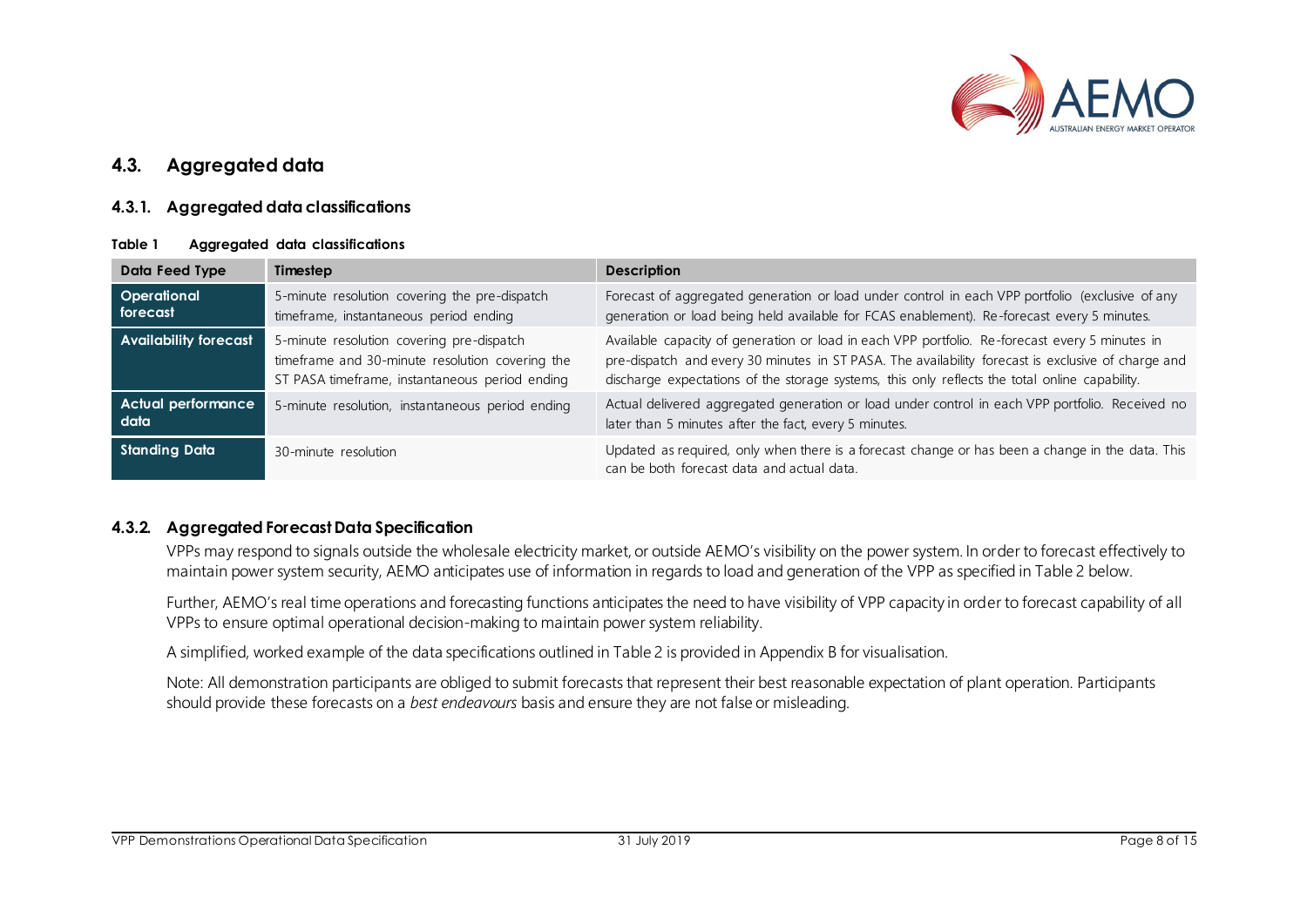## 4.3. Aggregated data

### 4.3.1. Aggregated data classifications

**Table 1 Aggregated data classifications**

| Data Feed Type | Timestep | Description |
|---|---|---|
| **Operational forecast** | 5-minute resolution covering the pre-dispatch timeframe, instantaneous period ending | Forecast of aggregated generation or load under control in each VPP portfolio (exclusive of any generation or load being held available for FCAS enablement). Re-forecast every 5 minutes. |
| **Availability forecast** | 5-minute resolution covering pre-dispatch timeframe and 30-minute resolution covering the ST PASA timeframe, instantaneous period ending | Available capacity of generation or load in each VPP portfolio. Re-forecast every 5 minutes in pre-dispatch and every 30 minutes in ST PASA. The availability forecast is exclusive of charge and discharge expectations of the storage systems, this only reflects the total online capability. |
| **Actual performance data** | 5-minute resolution, instantaneous period ending | Actual delivered aggregated generation or load under control in each VPP portfolio. Received no later than 5 minutes after the fact, every 5 minutes. |
| **Standing Data** | 30-minute resolution | Updated as required, only when there is a forecast change or has been a change in the data. This can be both forecast data and actual data. |

### 4.3.2. Aggregated Forecast Data Specification

VPPs may respond to signals outside the wholesale electricity market, or outside AEMO's visibility on the power system. In order to forecast effectively to maintain power system security, AEMO anticipates use of information in regards to load and generation of the VPP as specified in Table 2 below.

Further, AEMO's real time operations and forecasting functions anticipates the need to have visibility of VPP capacity in order to forecast capability of all VPPs to ensure optimal operational decision-making to maintain power system reliability.

A simplified, worked example of the data specifications outlined in Table 2 is provided in Appendix B for visualisation.

Note: All demonstration participants are obliged to submit forecasts that represent their best reasonable expectation of plant operation. Participants should provide these forecasts on a *best endeavours* basis and ensure they are not false or misleading.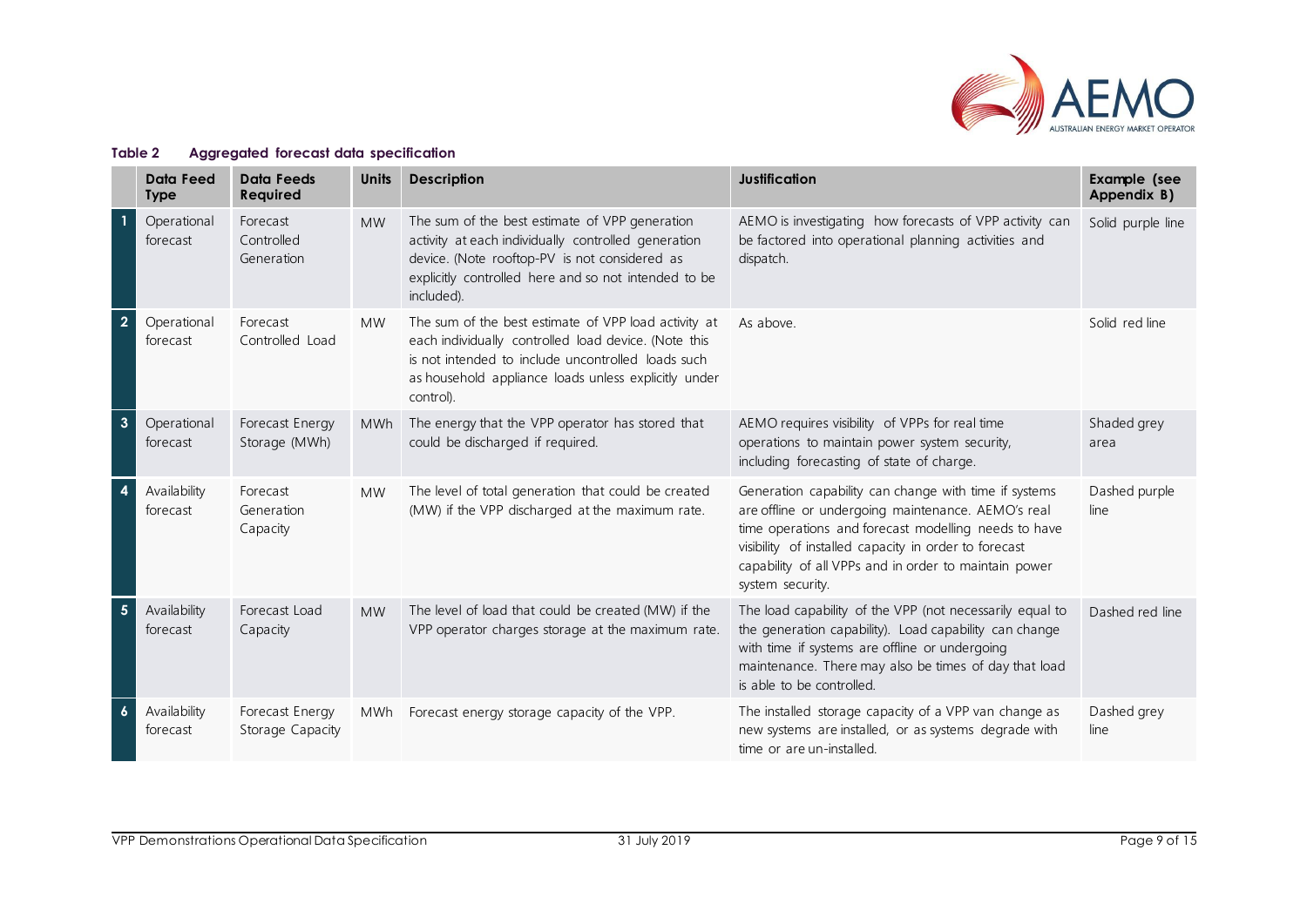**Table 2 Aggregated forecast data specification**

| | Data Feed Type | Data Feeds Required | Units | Description | Justification | Example (see Appendix B) |
|---|---|---|---|---|---|---|
| 1 | Operational forecast | Forecast Controlled Generation | MW | The sum of the best estimate of VPP generation activity at each individually controlled generation device. (Note rooftop-PV is not considered as explicitly controlled here and so not intended to be included). | AEMO is investigating how forecasts of VPP activity can be factored into operational planning activities and dispatch. | Solid purple line |
| 2 | Operational forecast | Forecast Controlled Load | MW | The sum of the best estimate of VPP load activity at each individually controlled load device. (Note this is not intended to include uncontrolled loads such as household appliance loads unless explicitly under control). | As above. | Solid red line |
| 3 | Operational forecast | Forecast Energy Storage (MWh) | MWh | The energy that the VPP operator has stored that could be discharged if required. | AEMO requires visibility of VPPs for real time operations to maintain power system security, including forecasting of state of charge. | Shaded grey area |
| 4 | Availability forecast | Forecast Generation Capacity | MW | The level of total generation that could be created (MW) if the VPP discharged at the maximum rate. | Generation capability can change with time if systems are offline or undergoing maintenance. AEMO's real time operations and forecast modelling needs to have visibility of installed capacity in order to forecast capability of all VPPs and in order to maintain power system security. | Dashed purple line |
| 5 | Availability forecast | Forecast Load Capacity | MW | The level of load that could be created (MW) if the VPP operator charges storage at the maximum rate. | The load capability of the VPP (not necessarily equal to the generation capability). Load capability can change with time if systems are offline or undergoing maintenance. There may also be times of day that load is able to be controlled. | Dashed red line |
| 6 | Availability forecast | Forecast Energy Storage Capacity | MWh | Forecast energy storage capacity of the VPP. | The installed storage capacity of a VPP van change as new systems are installed, or as systems degrade with time or are un-installed. | Dashed grey line |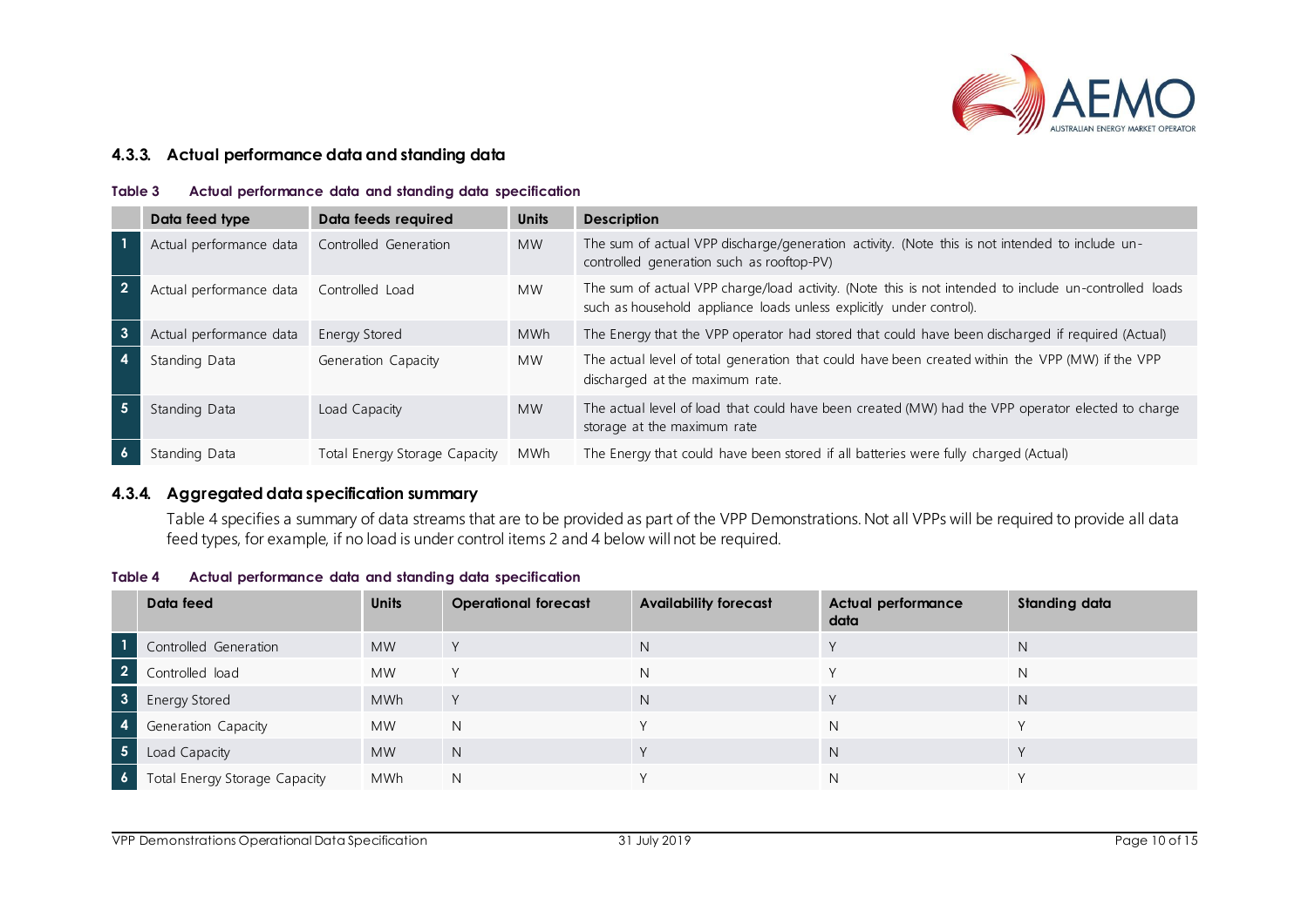### 4.3.3. Actual performance data and standing data

**Table 3 Actual performance data and standing data specification**

| | Data feed type | Data feeds required | Units | Description |
|---|---|---|---|---|
| 1 | Actual performance data | Controlled Generation | MW | The sum of actual VPP discharge/generation activity. (Note this is not intended to include un-controlled generation such as rooftop-PV) |
| 2 | Actual performance data | Controlled Load | MW | The sum of actual VPP charge/load activity. (Note this is not intended to include un-controlled loads such as household appliance loads unless explicitly under control). |
| 3 | Actual performance data | Energy Stored | MWh | The Energy that the VPP operator had stored that could have been discharged if required (Actual) |
| 4 | Standing Data | Generation Capacity | MW | The actual level of total generation that could have been created within the VPP (MW) if the VPP discharged at the maximum rate. |
| 5 | Standing Data | Load Capacity | MW | The actual level of load that could have been created (MW) had the VPP operator elected to charge storage at the maximum rate |
| 6 | Standing Data | Total Energy Storage Capacity | MWh | The Energy that could have been stored if all batteries were fully charged (Actual) |

### 4.3.4. Aggregated data specification summary

Table 4 specifies a summary of data streams that are to be provided as part of the VPP Demonstrations. Not all VPPs will be required to provide all data feed types, for example, if no load is under control items 2 and 4 below will not be required.

**Table 4 Actual performance data and standing data specification**

| | Data feed | Units | Operational forecast | Availability forecast | Actual performance data | Standing data |
|---|---|---|---|---|---|---|
| 1 | Controlled Generation | MW | Y | N | Y | N |
| 2 | Controlled load | MW | Y | N | Y | N |
| 3 | Energy Stored | MWh | Y | N | Y | N |
| 4 | Generation Capacity | MW | N | Y | N | Y |
| 5 | Load Capacity | MW | N | Y | N | Y |
| 6 | Total Energy Storage Capacity | MWh | N | Y | N | Y |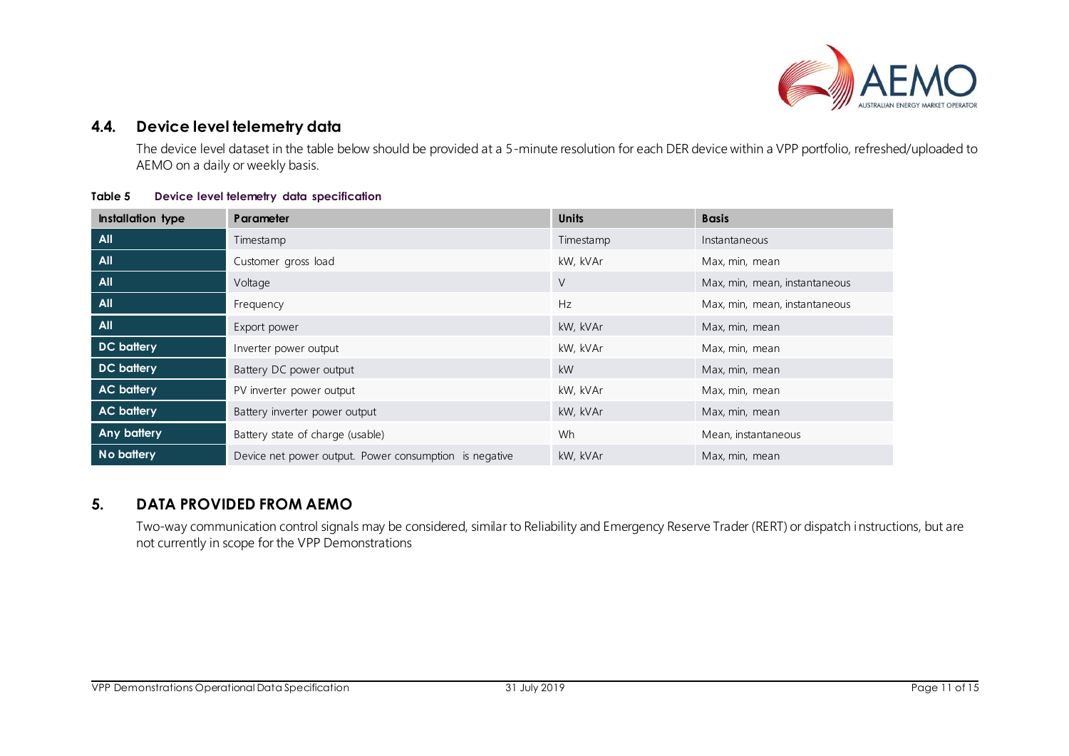## 4.4. Device level telemetry data

The device level dataset in the table below should be provided at a 5-minute resolution for each DER device within a VPP portfolio, refreshed/uploaded to AEMO on a daily or weekly basis.

**Table 5 Device level telemetry data specification**

| Installation type | Parameter | Units | Basis |
|---|---|---|---|
| All | Timestamp | Timestamp | Instantaneous |
| All | Customer gross load | kW, kVAr | Max, min, mean |
| All | Voltage | V | Max, min, mean, instantaneous |
| All | Frequency | Hz | Max, min, mean, instantaneous |
| All | Export power | kW, kVAr | Max, min, mean |
| DC battery | Inverter power output | kW, kVAr | Max, min, mean |
| DC battery | Battery DC power output | kW | Max, min, mean |
| AC battery | PV inverter power output | kW, kVAr | Max, min, mean |
| AC battery | Battery inverter power output | kW, kVAr | Max, min, mean |
| Any battery | Battery state of charge (usable) | Wh | Mean, instantaneous |
| No battery | Device net power output. Power consumption is negative | kW, kVAr | Max, min, mean |

# 5. DATA PROVIDED FROM AEMO

Two-way communication control signals may be considered, similar to Reliability and Emergency Reserve Trader (RERT) or dispatch instructions, but are not currently in scope for the VPP Demonstrations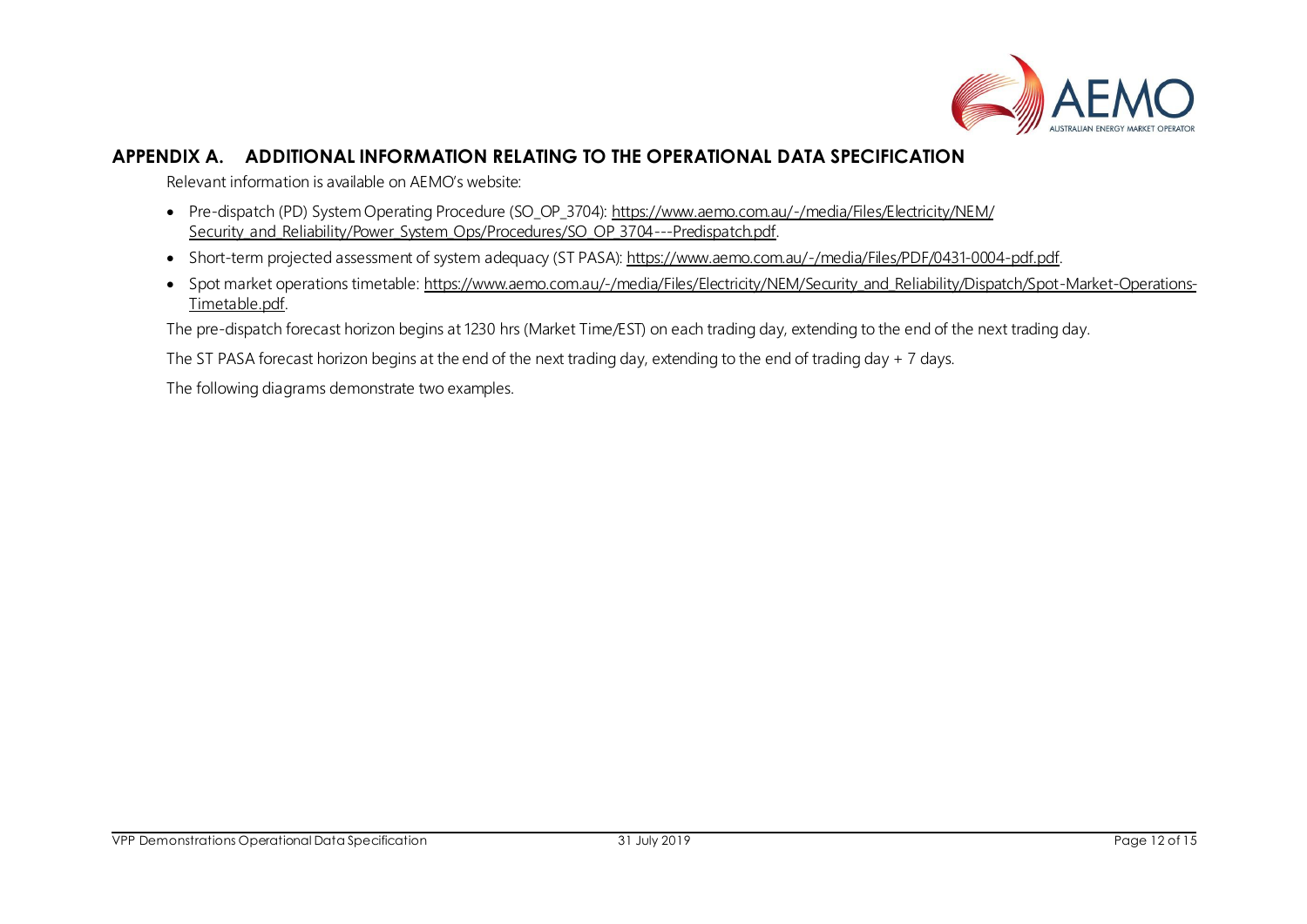# APPENDIX A. ADDITIONAL INFORMATION RELATING TO THE OPERATIONAL DATA SPECIFICATION

Relevant information is available on AEMO's website:

- Pre-dispatch (PD) System Operating Procedure (SO_OP_3704): https://www.aemo.com.au/-/media/Files/Electricity/NEM/Security_and_Reliability/Power_System_Ops/Procedures/SO_OP_3704---Predispatch.pdf.
- Short-term projected assessment of system adequacy (ST PASA): https://www.aemo.com.au/-/media/Files/PDF/0431-0004-pdf.pdf.
- Spot market operations timetable: https://www.aemo.com.au/-/media/Files/Electricity/NEM/Security_and_Reliability/Dispatch/Spot-Market-Operations-Timetable.pdf.

The pre-dispatch forecast horizon begins at 1230 hrs (Market Time/EST) on each trading day, extending to the end of the next trading day.

The ST PASA forecast horizon begins at the end of the next trading day, extending to the end of trading day + 7 days.

The following diagrams demonstrate two examples.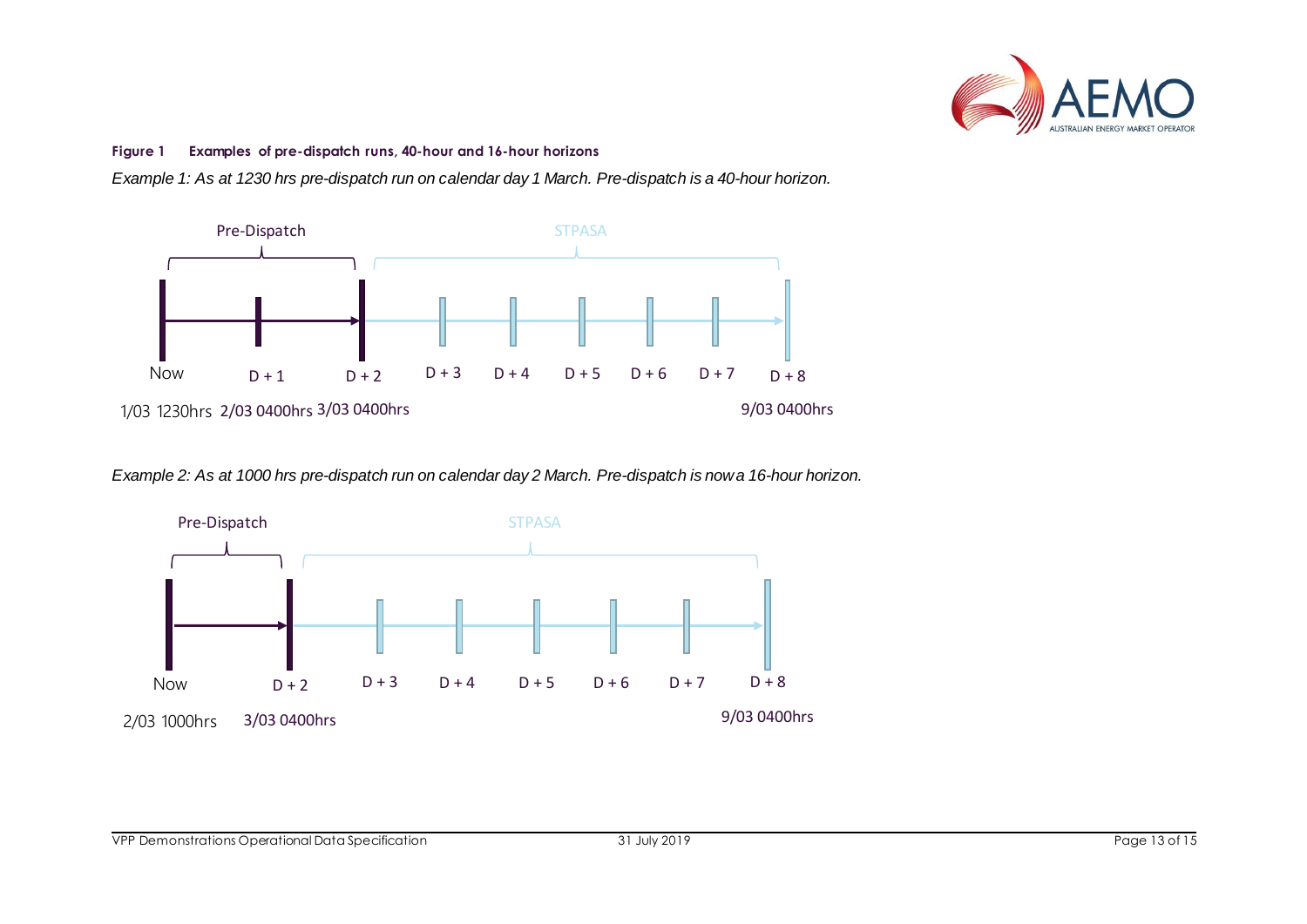**Figure 1 Examples of pre-dispatch runs, 40-hour and 16-hour horizons**

*Example 1: As at 1230 hrs pre-dispatch run on calendar day 1 March. Pre-dispatch is a 40-hour horizon.*

Pre-Dispatch | STPASA

Now | D + 1 | D + 2 | D + 3 | D + 4 | D + 5 | D + 6 | D + 7 | D + 8

1/03 1230hrs | 2/03 0400hrs | 3/03 0400hrs | 9/03 0400hrs

*Example 2: As at 1000 hrs pre-dispatch run on calendar day 2 March. Pre-dispatch is now a 16-hour horizon.*

Pre-Dispatch | STPASA

Now | D + 2 | D + 3 | D + 4 | D + 5 | D + 6 | D + 7 | D + 8

2/03 1000hrs | 3/03 0400hrs | 9/03 0400hrs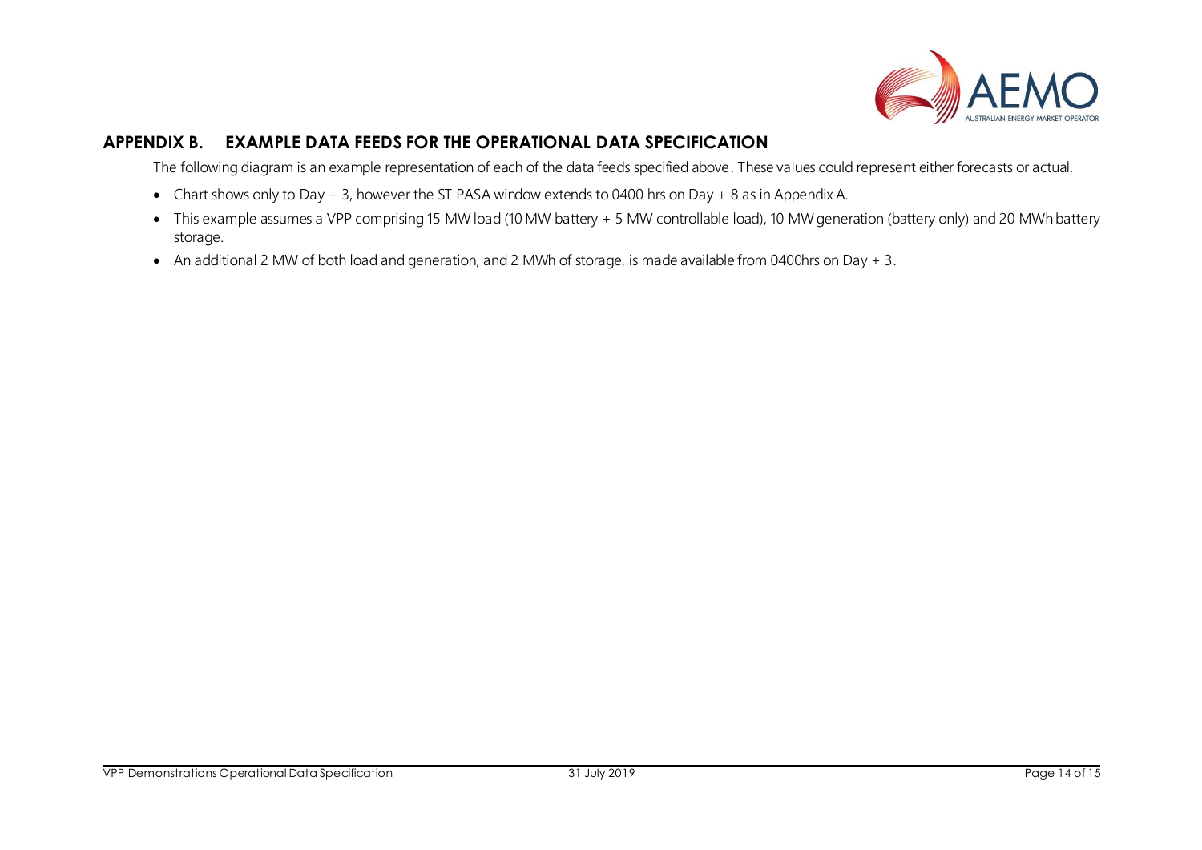## APPENDIX B. EXAMPLE DATA FEEDS FOR THE OPERATIONAL DATA SPECIFICATION

The following diagram is an example representation of each of the data feeds specified above. These values could represent either forecasts or actual.

- Chart shows only to Day + 3, however the ST PASA window extends to 0400 hrs on Day + 8 as in Appendix A.
- This example assumes a VPP comprising 15 MW load (10 MW battery + 5 MW controllable load), 10 MW generation (battery only) and 20 MWh battery storage.
- An additional 2 MW of both load and generation, and 2 MWh of storage, is made available from 0400hrs on Day + 3.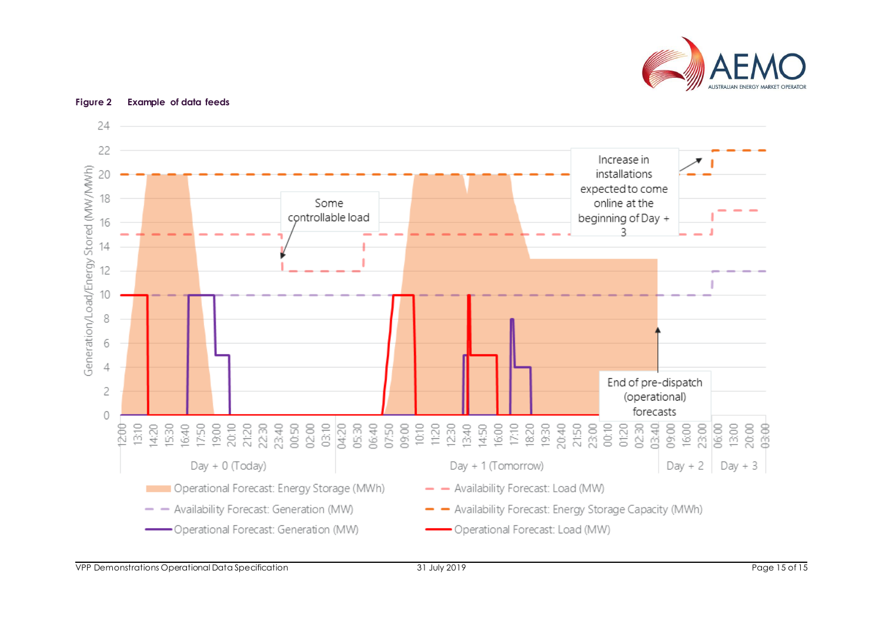**Figure 2 Example of data feeds**

Generation/Load/Energy Stored (MW/MWh)

24
22
20
18
16
14
12
10
8
6
4
2
0

12:00 13:10 14:20 15:30 16:40 17:50 19:00 20:10 21:20 22:30 23:40 00:50 02:00 03:10 04:20 05:30 06:40 07:50 09:00 10:10 11:20 12:30 13:40 14:50 16:00 17:10 18:20 19:30 20:40 21:50 23:00 00:10 01:20 02:30 03:40 09:00 16:00 23:00 06:00 13:00 20:00 03:00

Day + 0 (Today)
Day + 1 (Tomorrow)
Day + 2
Day + 3

Some controllable load

Increase in installations expected to come online at the beginning of Day + 3

End of pre-dispatch (operational) forecasts

Operational Forecast: Energy Storage (MWh)
Availability Forecast: Load (MW)
Availability Forecast: Generation (MW)
Availability Forecast: Energy Storage Capacity (MWh)
Operational Forecast: Generation (MW)
Operational Forecast: Load (MW)